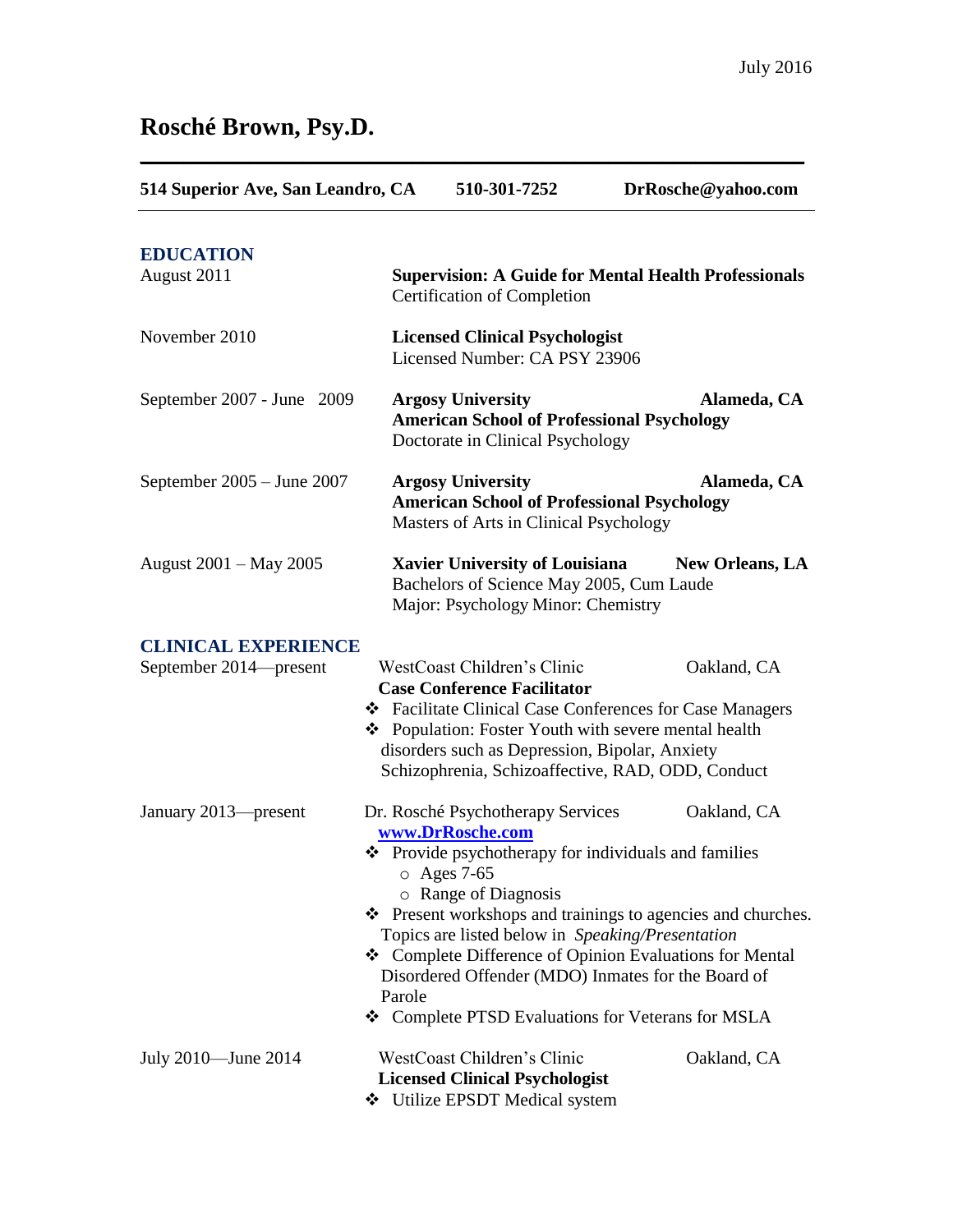July 2016

# Rosché Brown, Psy.D.

**514 Superior Ave, San Leandro, CA** | **510-301-7252** | **DrRosche@yahoo.com**

## EDUCATION

August 2011 — **Supervision: A Guide for Mental Health Professionals**
Certification of Completion

November 2010 — **Licensed Clinical Psychologist**
Licensed Number: CA PSY 23906

September 2007 - June 2009 — **Argosy University** — **Alameda, CA**
**American School of Professional Psychology**
Doctorate in Clinical Psychology

September 2005 – June 2007 — **Argosy University** — **Alameda, CA**
**American School of Professional Psychology**
Masters of Arts in Clinical Psychology

August 2001 – May 2005 — **Xavier University of Louisiana** — **New Orleans, LA**
Bachelors of Science May 2005, Cum Laude
Major: Psychology Minor: Chemistry

## CLINICAL EXPERIENCE

September 2014—present — WestCoast Children's Clinic — Oakland, CA
**Case Conference Facilitator**

- Facilitate Clinical Case Conferences for Case Managers
- Population: Foster Youth with severe mental health disorders such as Depression, Bipolar, Anxiety Schizophrenia, Schizoaffective, RAD, ODD, Conduct

January 2013—present — Dr. Rosché Psychotherapy Services — Oakland, CA
**www.DrRosche.com**

- Provide psychotherapy for individuals and families
  - Ages 7-65
  - Range of Diagnosis
- Present workshops and trainings to agencies and churches. Topics are listed below in *Speaking/Presentation*
- Complete Difference of Opinion Evaluations for Mental Disordered Offender (MDO) Inmates for the Board of Parole
- Complete PTSD Evaluations for Veterans for MSLA

July 2010—June 2014 — WestCoast Children's Clinic — Oakland, CA
**Licensed Clinical Psychologist**

- Utilize EPSDT Medical system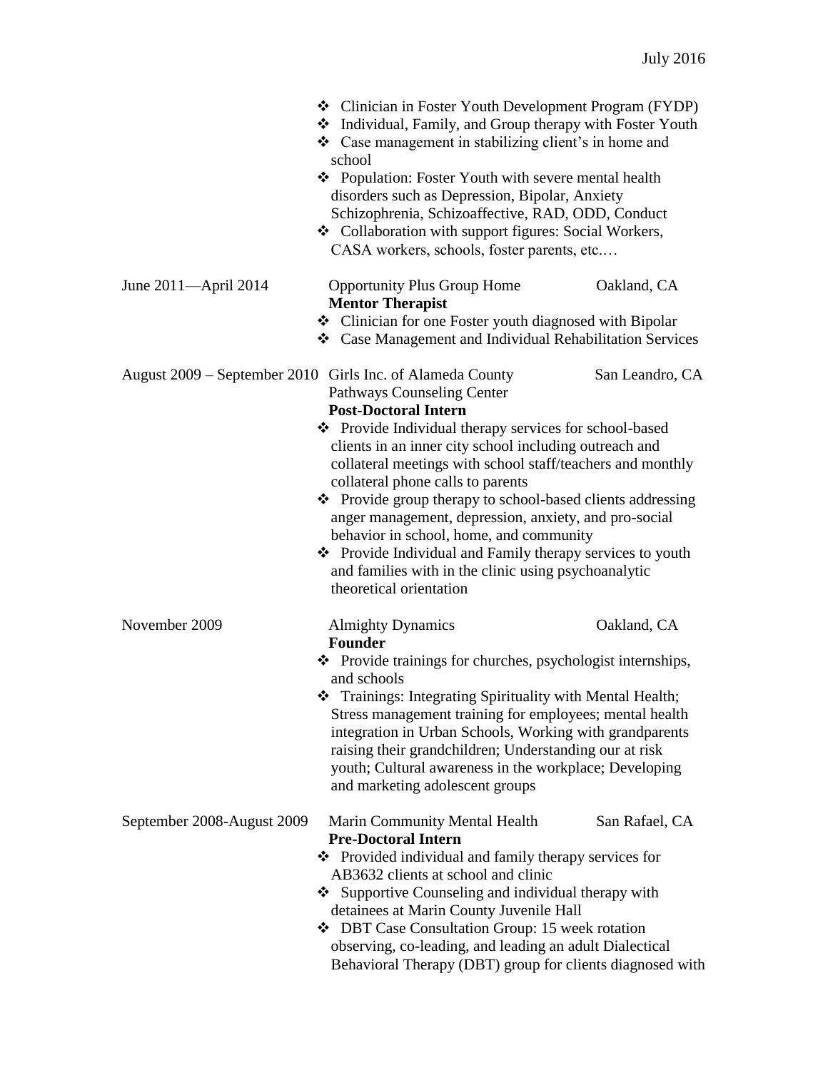- ❖ Clinician in Foster Youth Development Program (FYDP)
- ❖ Individual, Family, and Group therapy with Foster Youth
- ❖ Case management in stabilizing client's in home and school
- ❖ Population: Foster Youth with severe mental health disorders such as Depression, Bipolar, Anxiety Schizophrenia, Schizoaffective, RAD, ODD, Conduct
- ❖ Collaboration with support figures: Social Workers, CASA workers, schools, foster parents, etc.…

June 2011—April 2014 — Opportunity Plus Group Home — Oakland, CA

**Mentor Therapist**

- ❖ Clinician for one Foster youth diagnosed with Bipolar
- ❖ Case Management and Individual Rehabilitation Services

August 2009 – September 2010 — Girls Inc. of Alameda County, Pathways Counseling Center — San Leandro, CA

**Post-Doctoral Intern**

- ❖ Provide Individual therapy services for school-based clients in an inner city school including outreach and collateral meetings with school staff/teachers and monthly collateral phone calls to parents
- ❖ Provide group therapy to school-based clients addressing anger management, depression, anxiety, and pro-social behavior in school, home, and community
- ❖ Provide Individual and Family therapy services to youth and families with in the clinic using psychoanalytic theoretical orientation

November 2009 — Almighty Dynamics — Oakland, CA

**Founder**

- ❖ Provide trainings for churches, psychologist internships, and schools
- ❖ Trainings: Integrating Spirituality with Mental Health; Stress management training for employees; mental health integration in Urban Schools, Working with grandparents raising their grandchildren; Understanding our at risk youth; Cultural awareness in the workplace; Developing and marketing adolescent groups

September 2008-August 2009 — Marin Community Mental Health — San Rafael, CA

**Pre-Doctoral Intern**

- ❖ Provided individual and family therapy services for AB3632 clients at school and clinic
- ❖ Supportive Counseling and individual therapy with detainees at Marin County Juvenile Hall
- ❖ DBT Case Consultation Group: 15 week rotation observing, co-leading, and leading an adult Dialectical Behavioral Therapy (DBT) group for clients diagnosed with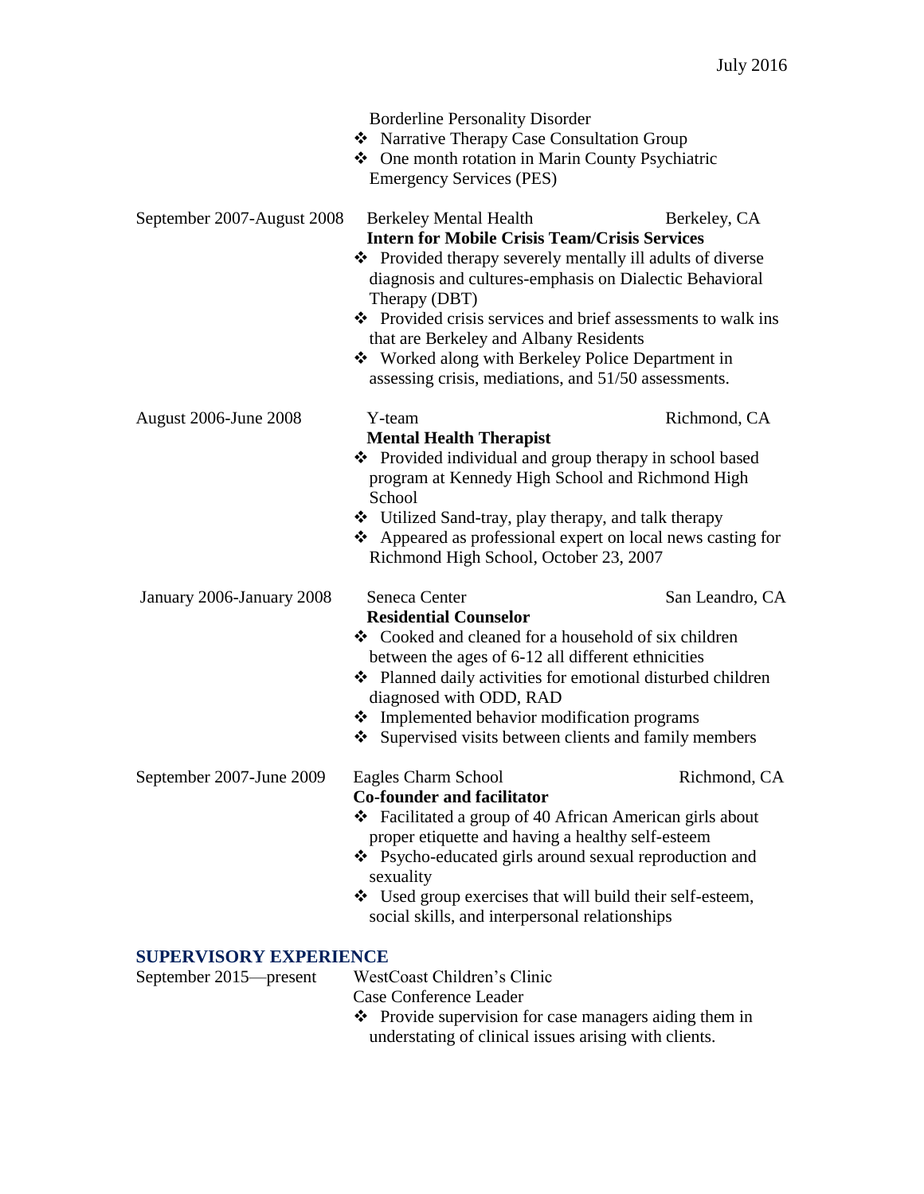Borderline Personality Disorder

- Narrative Therapy Case Consultation Group
- One month rotation in Marin County Psychiatric Emergency Services (PES)

September 2007-August 2008 — Berkeley Mental Health — Berkeley, CA

**Intern for Mobile Crisis Team/Crisis Services**

- Provided therapy severely mentally ill adults of diverse diagnosis and cultures-emphasis on Dialectic Behavioral Therapy (DBT)
- Provided crisis services and brief assessments to walk ins that are Berkeley and Albany Residents
- Worked along with Berkeley Police Department in assessing crisis, mediations, and 51/50 assessments.

August 2006-June 2008 — Y-team — Richmond, CA

**Mental Health Therapist**

- Provided individual and group therapy in school based program at Kennedy High School and Richmond High School
- Utilized Sand-tray, play therapy, and talk therapy
- Appeared as professional expert on local news casting for Richmond High School, October 23, 2007

January 2006-January 2008 — Seneca Center — San Leandro, CA

**Residential Counselor**

- Cooked and cleaned for a household of six children between the ages of 6-12 all different ethnicities
- Planned daily activities for emotional disturbed children diagnosed with ODD, RAD
- Implemented behavior modification programs
- Supervised visits between clients and family members

September 2007-June 2009 — Eagles Charm School — Richmond, CA

**Co-founder and facilitator**

- Facilitated a group of 40 African American girls about proper etiquette and having a healthy self-esteem
- Psycho-educated girls around sexual reproduction and sexuality
- Used group exercises that will build their self-esteem, social skills, and interpersonal relationships

## SUPERVISORY EXPERIENCE

September 2015—present — WestCoast Children's Clinic

Case Conference Leader

- Provide supervision for case managers aiding them in understating of clinical issues arising with clients.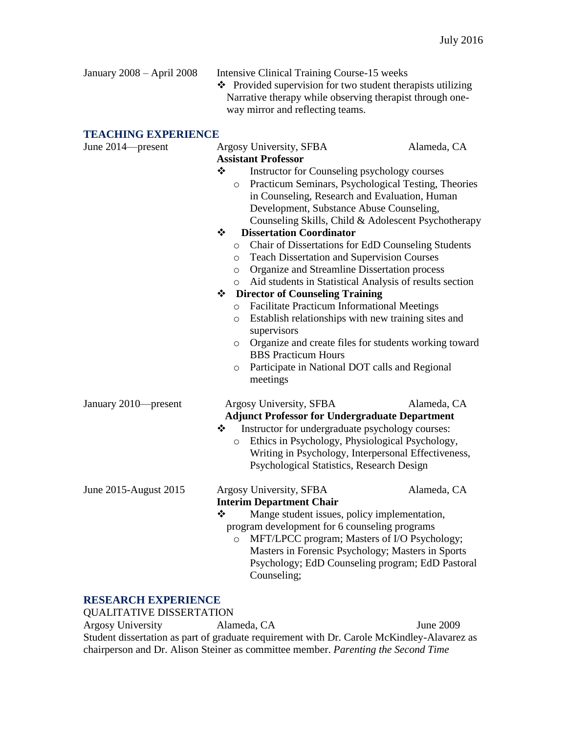January 2008 – April 2008 Intensive Clinical Training Course-15 weeks

- Provided supervision for two student therapists utilizing Narrative therapy while observing therapist through one-way mirror and reflecting teams.

## TEACHING EXPERIENCE

June 2014—present Argosy University, SFBA Alameda, CA

**Assistant Professor**

- Instructor for Counseling psychology courses
  - Practicum Seminars, Psychological Testing, Theories in Counseling, Research and Evaluation, Human Development, Substance Abuse Counseling, Counseling Skills, Child & Adolescent Psychotherapy
- **Dissertation Coordinator**
  - Chair of Dissertations for EdD Counseling Students
  - Teach Dissertation and Supervision Courses
  - Organize and Streamline Dissertation process
  - Aid students in Statistical Analysis of results section
- **Director of Counseling Training**
  - Facilitate Practicum Informational Meetings
  - Establish relationships with new training sites and supervisors
  - Organize and create files for students working toward BBS Practicum Hours
  - Participate in National DOT calls and Regional meetings

January 2010—present Argosy University, SFBA Alameda, CA

**Adjunct Professor for Undergraduate Department**

- Instructor for undergraduate psychology courses:
  - Ethics in Psychology, Physiological Psychology, Writing in Psychology, Interpersonal Effectiveness, Psychological Statistics, Research Design

June 2015-August 2015 Argosy University, SFBA Alameda, CA

**Interim Department Chair**

- Mange student issues, policy implementation, program development for 6 counseling programs
  - MFT/LPCC program; Masters of I/O Psychology; Masters in Forensic Psychology; Masters in Sports Psychology; EdD Counseling program; EdD Pastoral Counseling;

## RESEARCH EXPERIENCE

QUALITATIVE DISSERTATION

Argosy University Alameda, CA June 2009

Student dissertation as part of graduate requirement with Dr. Carole McKindley-Alavarez as chairperson and Dr. Alison Steiner as committee member. *Parenting the Second Time*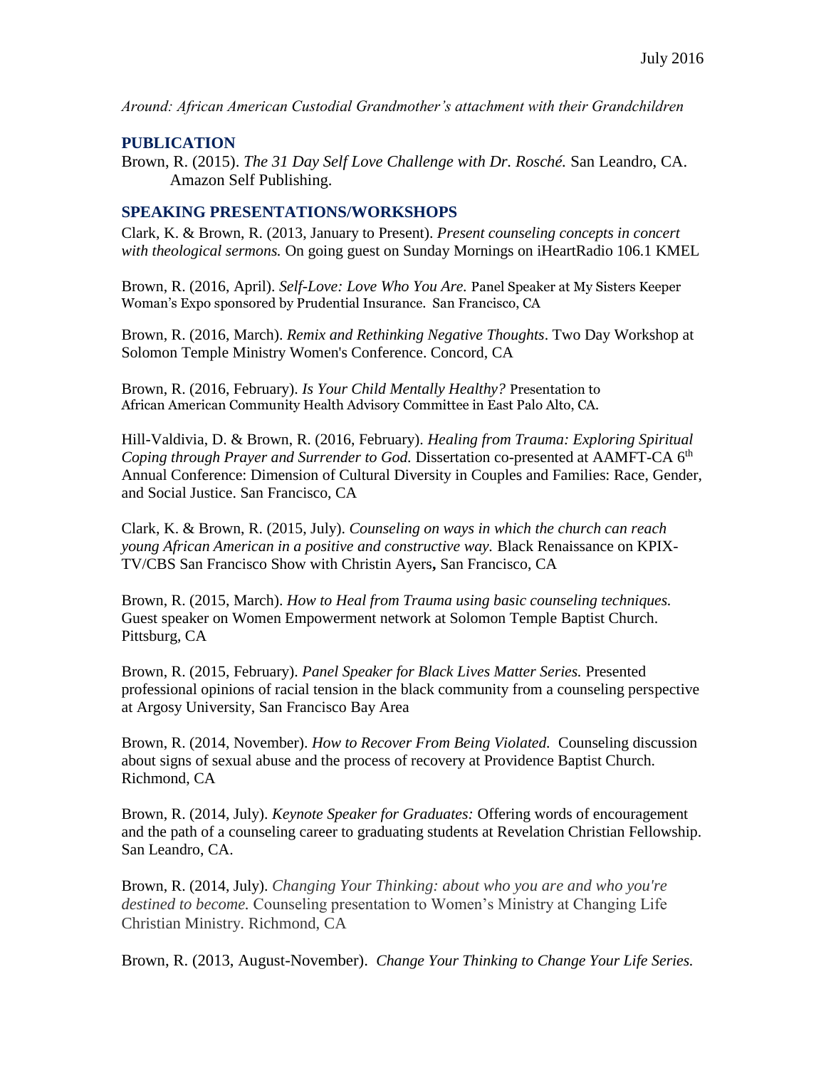July 2016

*Around: African American Custodial Grandmother's attachment with their Grandchildren*

## PUBLICATION

Brown, R. (2015). *The 31 Day Self Love Challenge with Dr. Rosché.* San Leandro, CA. Amazon Self Publishing.

## SPEAKING PRESENTATIONS/WORKSHOPS

Clark, K. & Brown, R. (2013, January to Present). *Present counseling concepts in concert with theological sermons.* On going guest on Sunday Mornings on iHeartRadio 106.1 KMEL

Brown, R. (2016, April). *Self-Love: Love Who You Are.* Panel Speaker at My Sisters Keeper Woman's Expo sponsored by Prudential Insurance. San Francisco, CA

Brown, R. (2016, March). *Remix and Rethinking Negative Thoughts*. Two Day Workshop at Solomon Temple Ministry Women's Conference. Concord, CA

Brown, R. (2016, February). *Is Your Child Mentally Healthy?* Presentation to African American Community Health Advisory Committee in East Palo Alto, CA.

Hill-Valdivia, D. & Brown, R. (2016, February). *Healing from Trauma: Exploring Spiritual Coping through Prayer and Surrender to God.* Dissertation co-presented at AAMFT-CA 6th Annual Conference: Dimension of Cultural Diversity in Couples and Families: Race, Gender, and Social Justice. San Francisco, CA

Clark, K. & Brown, R. (2015, July). *Counseling on ways in which the church can reach young African American in a positive and constructive way.* Black Renaissance on KPIX-TV/CBS San Francisco Show with Christin Ayers**,** San Francisco, CA

Brown, R. (2015, March). *How to Heal from Trauma using basic counseling techniques.* Guest speaker on Women Empowerment network at Solomon Temple Baptist Church. Pittsburg, CA

Brown, R. (2015, February). *Panel Speaker for Black Lives Matter Series.* Presented professional opinions of racial tension in the black community from a counseling perspective at Argosy University, San Francisco Bay Area

Brown, R. (2014, November). *How to Recover From Being Violated.* Counseling discussion about signs of sexual abuse and the process of recovery at Providence Baptist Church. Richmond, CA

Brown, R. (2014, July). *Keynote Speaker for Graduates:* Offering words of encouragement and the path of a counseling career to graduating students at Revelation Christian Fellowship. San Leandro, CA.

Brown, R. (2014, July). *Changing Your Thinking: about who you are and who you're destined to become.* Counseling presentation to Women's Ministry at Changing Life Christian Ministry. Richmond, CA

Brown, R. (2013, August-November). *Change Your Thinking to Change Your Life Series.*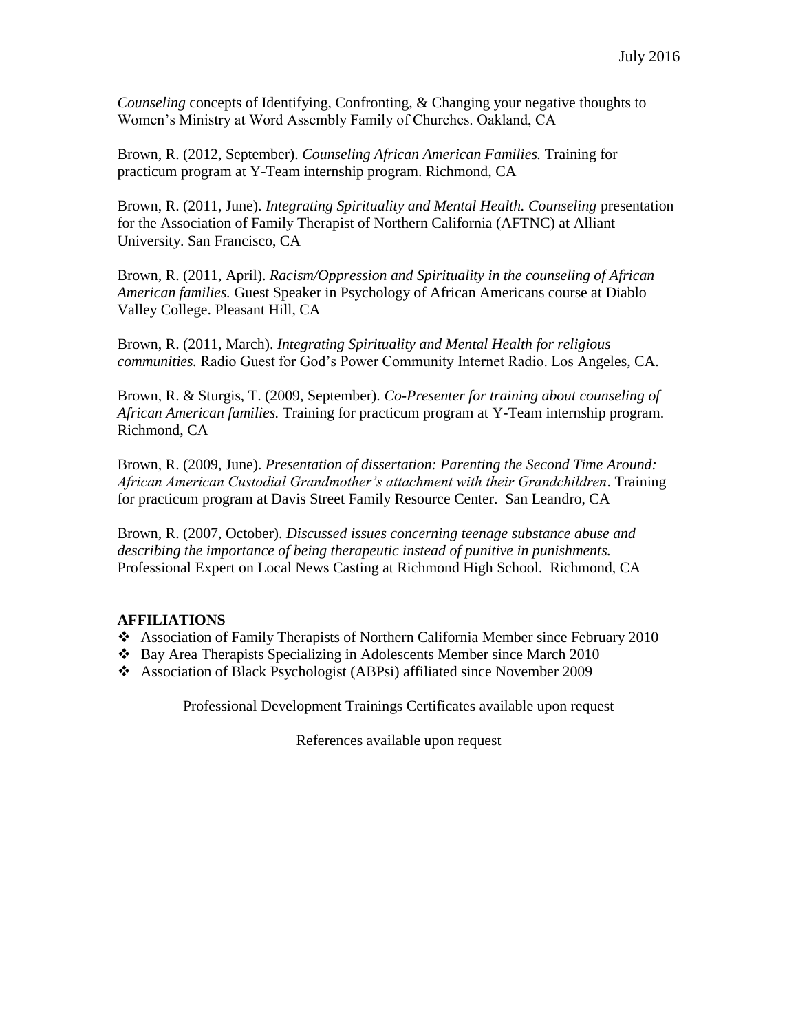*Counseling* concepts of Identifying, Confronting, & Changing your negative thoughts to Women's Ministry at Word Assembly Family of Churches. Oakland, CA

Brown, R. (2012, September). *Counseling African American Families.* Training for practicum program at Y-Team internship program. Richmond, CA

Brown, R. (2011, June). *Integrating Spirituality and Mental Health. Counseling* presentation for the Association of Family Therapist of Northern California (AFTNC) at Alliant University. San Francisco, CA

Brown, R. (2011, April). *Racism/Oppression and Spirituality in the counseling of African American families.* Guest Speaker in Psychology of African Americans course at Diablo Valley College. Pleasant Hill, CA

Brown, R. (2011, March). *Integrating Spirituality and Mental Health for religious communities.* Radio Guest for God's Power Community Internet Radio. Los Angeles, CA.

Brown, R. & Sturgis, T. (2009, September). *Co-Presenter for training about counseling of African American families.* Training for practicum program at Y-Team internship program. Richmond, CA

Brown, R. (2009, June). *Presentation of dissertation: Parenting the Second Time Around: African American Custodial Grandmother's attachment with their Grandchildren*. Training for practicum program at Davis Street Family Resource Center. San Leandro, CA

Brown, R. (2007, October). *Discussed issues concerning teenage substance abuse and describing the importance of being therapeutic instead of punitive in punishments.* Professional Expert on Local News Casting at Richmond High School. Richmond, CA

**AFFILIATIONS**

- Association of Family Therapists of Northern California Member since February 2010
- Bay Area Therapists Specializing in Adolescents Member since March 2010
- Association of Black Psychologist (ABPsi) affiliated since November 2009

Professional Development Trainings Certificates available upon request

References available upon request